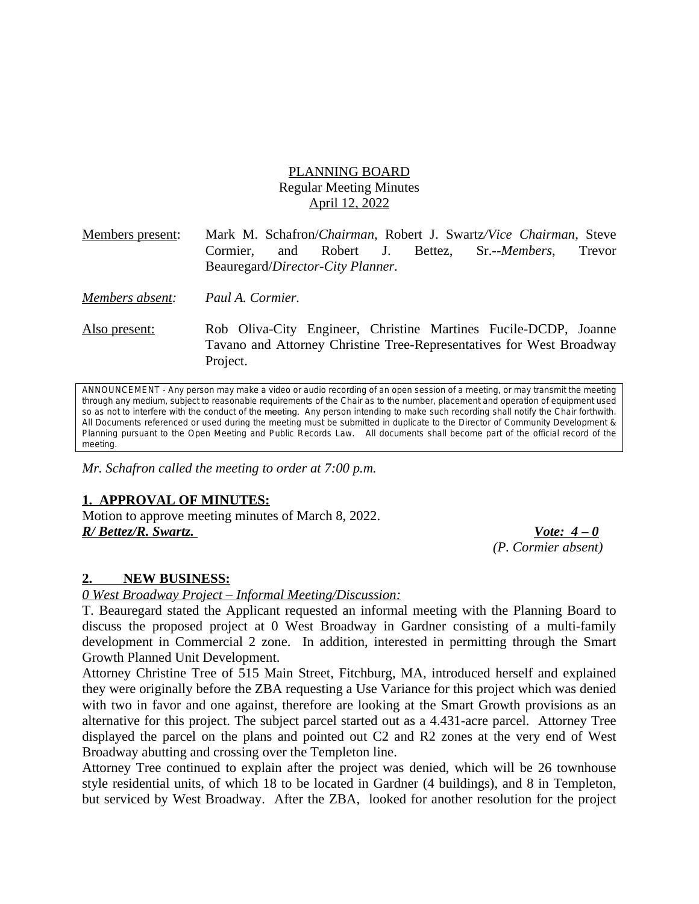PLANNING BOARD
Regular Meeting Minutes
April 12, 2022

Members present: Mark M. Schafron/*Chairman*, Robert J. Swartz*/Vice Chairman*, Steve Cormier, and Robert J. Bettez, Sr.--*Members*, Trevor Beauregard/*Director-City Planner*.

*Members absent: Paul A. Cormier.*

Also present: Rob Oliva-City Engineer, Christine Martines Fucile-DCDP, Joanne Tavano and Attorney Christine Tree-Representatives for West Broadway Project.

ANNOUNCEMENT - Any person may make a video or audio recording of an open session of a meeting, or may transmit the meeting through any medium, subject to reasonable requirements of the Chair as to the number, placement and operation of equipment used so as not to interfere with the conduct of the meeting. Any person intending to make such recording shall notify the Chair forthwith. All Documents referenced or used during the meeting must be submitted in duplicate to the Director of Community Development & Planning pursuant to the Open Meeting and Public Records Law. All documents shall become part of the official record of the meeting.

*Mr. Schafron called the meeting to order at 7:00 p.m.*

**1. APPROVAL OF MINUTES:**

Motion to approve meeting minutes of March 8, 2022.

***R/ Bettez/R. Swartz.*** ***Vote: 4 – 0***
*(P. Cormier absent)*

**2. NEW BUSINESS:**

*0 West Broadway Project – Informal Meeting/Discussion:*

T. Beauregard stated the Applicant requested an informal meeting with the Planning Board to discuss the proposed project at 0 West Broadway in Gardner consisting of a multi-family development in Commercial 2 zone. In addition, interested in permitting through the Smart Growth Planned Unit Development.

Attorney Christine Tree of 515 Main Street, Fitchburg, MA, introduced herself and explained they were originally before the ZBA requesting a Use Variance for this project which was denied with two in favor and one against, therefore are looking at the Smart Growth provisions as an alternative for this project. The subject parcel started out as a 4.431-acre parcel. Attorney Tree displayed the parcel on the plans and pointed out C2 and R2 zones at the very end of West Broadway abutting and crossing over the Templeton line.

Attorney Tree continued to explain after the project was denied, which will be 26 townhouse style residential units, of which 18 to be located in Gardner (4 buildings), and 8 in Templeton, but serviced by West Broadway. After the ZBA, looked for another resolution for the project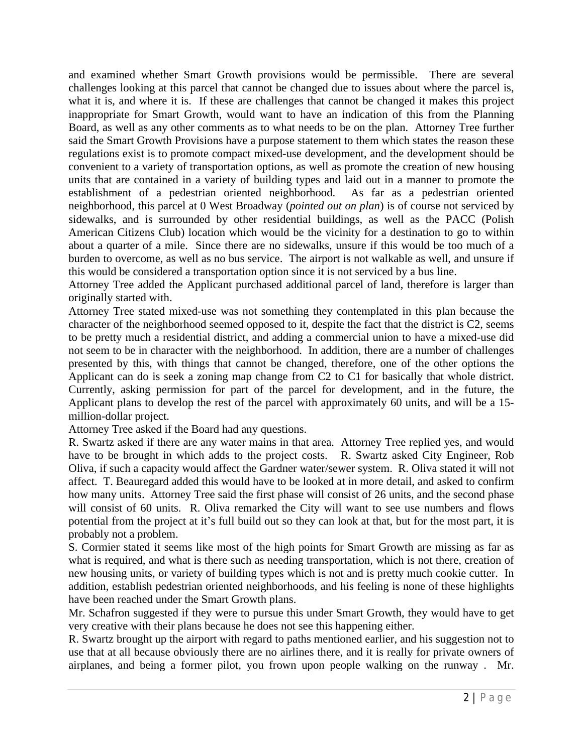and examined whether Smart Growth provisions would be permissible. There are several challenges looking at this parcel that cannot be changed due to issues about where the parcel is, what it is, and where it is. If these are challenges that cannot be changed it makes this project inappropriate for Smart Growth, would want to have an indication of this from the Planning Board, as well as any other comments as to what needs to be on the plan. Attorney Tree further said the Smart Growth Provisions have a purpose statement to them which states the reason these regulations exist is to promote compact mixed-use development, and the development should be convenient to a variety of transportation options, as well as promote the creation of new housing units that are contained in a variety of building types and laid out in a manner to promote the establishment of a pedestrian oriented neighborhood. As far as a pedestrian oriented neighborhood, this parcel at 0 West Broadway (*pointed out on plan*) is of course not serviced by sidewalks, and is surrounded by other residential buildings, as well as the PACC (Polish American Citizens Club) location which would be the vicinity for a destination to go to within about a quarter of a mile. Since there are no sidewalks, unsure if this would be too much of a burden to overcome, as well as no bus service. The airport is not walkable as well, and unsure if this would be considered a transportation option since it is not serviced by a bus line.

Attorney Tree added the Applicant purchased additional parcel of land, therefore is larger than originally started with.

Attorney Tree stated mixed-use was not something they contemplated in this plan because the character of the neighborhood seemed opposed to it, despite the fact that the district is C2, seems to be pretty much a residential district, and adding a commercial union to have a mixed-use did not seem to be in character with the neighborhood. In addition, there are a number of challenges presented by this, with things that cannot be changed, therefore, one of the other options the Applicant can do is seek a zoning map change from C2 to C1 for basically that whole district. Currently, asking permission for part of the parcel for development, and in the future, the Applicant plans to develop the rest of the parcel with approximately 60 units, and will be a 15-million-dollar project.

Attorney Tree asked if the Board had any questions.

R. Swartz asked if there are any water mains in that area. Attorney Tree replied yes, and would have to be brought in which adds to the project costs. R. Swartz asked City Engineer, Rob Oliva, if such a capacity would affect the Gardner water/sewer system. R. Oliva stated it will not affect. T. Beauregard added this would have to be looked at in more detail, and asked to confirm how many units. Attorney Tree said the first phase will consist of 26 units, and the second phase will consist of 60 units. R. Oliva remarked the City will want to see use numbers and flows potential from the project at it's full build out so they can look at that, but for the most part, it is probably not a problem.

S. Cormier stated it seems like most of the high points for Smart Growth are missing as far as what is required, and what is there such as needing transportation, which is not there, creation of new housing units, or variety of building types which is not and is pretty much cookie cutter. In addition, establish pedestrian oriented neighborhoods, and his feeling is none of these highlights have been reached under the Smart Growth plans.

Mr. Schafron suggested if they were to pursue this under Smart Growth, they would have to get very creative with their plans because he does not see this happening either.

R. Swartz brought up the airport with regard to paths mentioned earlier, and his suggestion not to use that at all because obviously there are no airlines there, and it is really for private owners of airplanes, and being a former pilot, you frown upon people walking on the runway . Mr.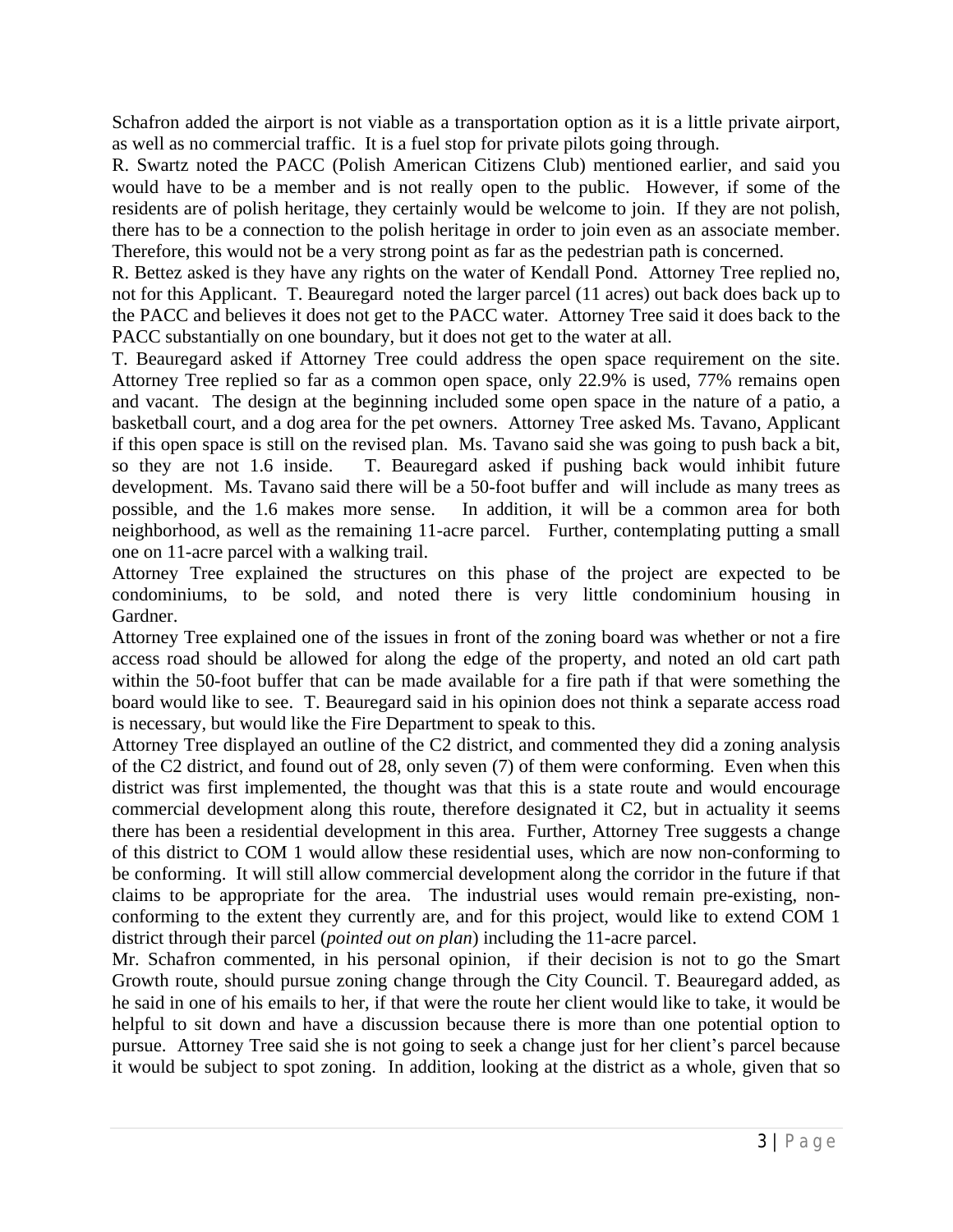Schafron added the airport is not viable as a transportation option as it is a little private airport, as well as no commercial traffic. It is a fuel stop for private pilots going through.

R. Swartz noted the PACC (Polish American Citizens Club) mentioned earlier, and said you would have to be a member and is not really open to the public. However, if some of the residents are of polish heritage, they certainly would be welcome to join. If they are not polish, there has to be a connection to the polish heritage in order to join even as an associate member. Therefore, this would not be a very strong point as far as the pedestrian path is concerned.

R. Bettez asked is they have any rights on the water of Kendall Pond. Attorney Tree replied no, not for this Applicant. T. Beauregard noted the larger parcel (11 acres) out back does back up to the PACC and believes it does not get to the PACC water. Attorney Tree said it does back to the PACC substantially on one boundary, but it does not get to the water at all.

T. Beauregard asked if Attorney Tree could address the open space requirement on the site. Attorney Tree replied so far as a common open space, only 22.9% is used, 77% remains open and vacant. The design at the beginning included some open space in the nature of a patio, a basketball court, and a dog area for the pet owners. Attorney Tree asked Ms. Tavano, Applicant if this open space is still on the revised plan. Ms. Tavano said she was going to push back a bit, so they are not 1.6 inside. T. Beauregard asked if pushing back would inhibit future development. Ms. Tavano said there will be a 50-foot buffer and will include as many trees as possible, and the 1.6 makes more sense. In addition, it will be a common area for both neighborhood, as well as the remaining 11-acre parcel. Further, contemplating putting a small one on 11-acre parcel with a walking trail.

Attorney Tree explained the structures on this phase of the project are expected to be condominiums, to be sold, and noted there is very little condominium housing in Gardner.

Attorney Tree explained one of the issues in front of the zoning board was whether or not a fire access road should be allowed for along the edge of the property, and noted an old cart path within the 50-foot buffer that can be made available for a fire path if that were something the board would like to see. T. Beauregard said in his opinion does not think a separate access road is necessary, but would like the Fire Department to speak to this.

Attorney Tree displayed an outline of the C2 district, and commented they did a zoning analysis of the C2 district, and found out of 28, only seven (7) of them were conforming. Even when this district was first implemented, the thought was that this is a state route and would encourage commercial development along this route, therefore designated it C2, but in actuality it seems there has been a residential development in this area. Further, Attorney Tree suggests a change of this district to COM 1 would allow these residential uses, which are now non-conforming to be conforming. It will still allow commercial development along the corridor in the future if that claims to be appropriate for the area. The industrial uses would remain pre-existing, non-conforming to the extent they currently are, and for this project, would like to extend COM 1 district through their parcel (*pointed out on plan*) including the 11-acre parcel.

Mr. Schafron commented, in his personal opinion, if their decision is not to go the Smart Growth route, should pursue zoning change through the City Council. T. Beauregard added, as he said in one of his emails to her, if that were the route her client would like to take, it would be helpful to sit down and have a discussion because there is more than one potential option to pursue. Attorney Tree said she is not going to seek a change just for her client's parcel because it would be subject to spot zoning. In addition, looking at the district as a whole, given that so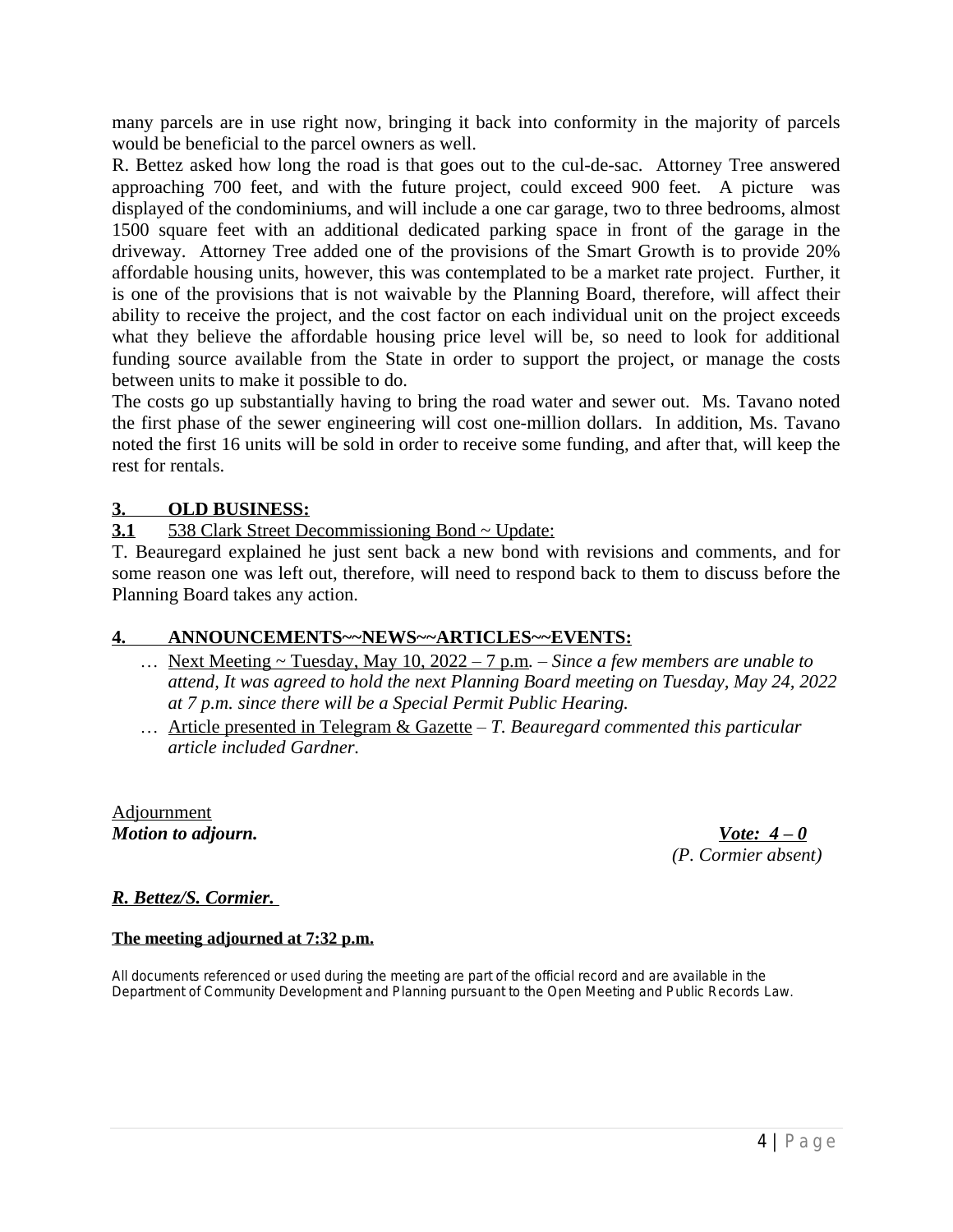many parcels are in use right now, bringing it back into conformity in the majority of parcels would be beneficial to the parcel owners as well.

R. Bettez asked how long the road is that goes out to the cul-de-sac. Attorney Tree answered approaching 700 feet, and with the future project, could exceed 900 feet. A picture was displayed of the condominiums, and will include a one car garage, two to three bedrooms, almost 1500 square feet with an additional dedicated parking space in front of the garage in the driveway. Attorney Tree added one of the provisions of the Smart Growth is to provide 20% affordable housing units, however, this was contemplated to be a market rate project. Further, it is one of the provisions that is not waivable by the Planning Board, therefore, will affect their ability to receive the project, and the cost factor on each individual unit on the project exceeds what they believe the affordable housing price level will be, so need to look for additional funding source available from the State in order to support the project, or manage the costs between units to make it possible to do.

The costs go up substantially having to bring the road water and sewer out. Ms. Tavano noted the first phase of the sewer engineering will cost one-million dollars. In addition, Ms. Tavano noted the first 16 units will be sold in order to receive some funding, and after that, will keep the rest for rentals.

## 3. OLD BUSINESS:

**3.1** 538 Clark Street Decommissioning Bond ~ Update:

T. Beauregard explained he just sent back a new bond with revisions and comments, and for some reason one was left out, therefore, will need to respond back to them to discuss before the Planning Board takes any action.

## 4. ANNOUNCEMENTS~~NEWS~~ARTICLES~~EVENTS:

- Next Meeting ~ Tuesday, May 10, 2022 – 7 p.m. – *Since a few members are unable to attend, It was agreed to hold the next Planning Board meeting on Tuesday, May 24, 2022 at 7 p.m. since there will be a Special Permit Public Hearing.*
- Article presented in Telegram & Gazette – *T. Beauregard commented this particular article included Gardner.*

Adjournment

***Motion to adjourn.*** ***Vote: 4 – 0***
*(P. Cormier absent)*

***R. Bettez/S. Cormier.***

**The meeting adjourned at 7:32 p.m.**

All documents referenced or used during the meeting are part of the official record and are available in the Department of Community Development and Planning pursuant to the Open Meeting and Public Records Law.